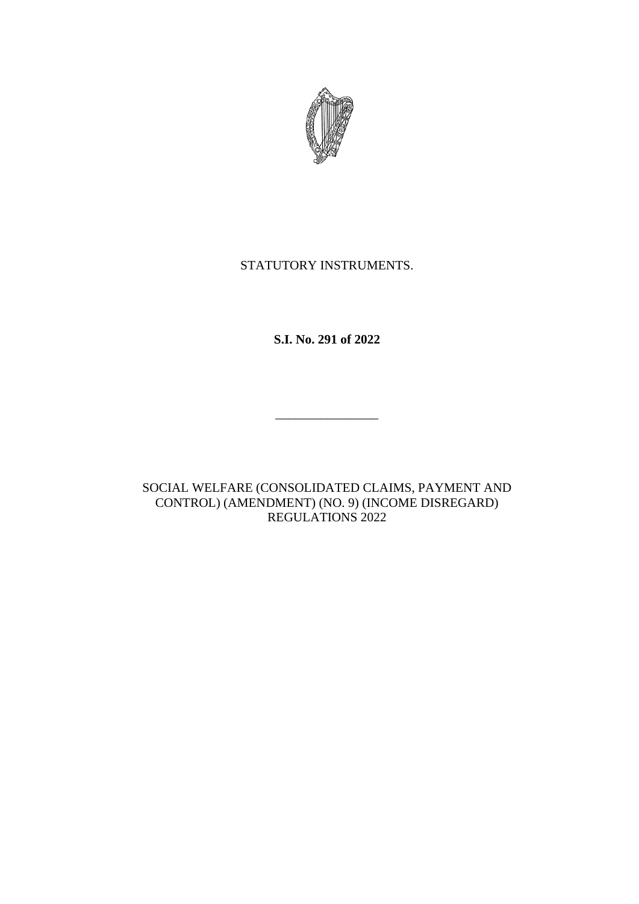STATUTORY INSTRUMENTS.

**S.I. No. 291 of 2022**

---

SOCIAL WELFARE (CONSOLIDATED CLAIMS, PAYMENT AND CONTROL) (AMENDMENT) (NO. 9) (INCOME DISREGARD) REGULATIONS 2022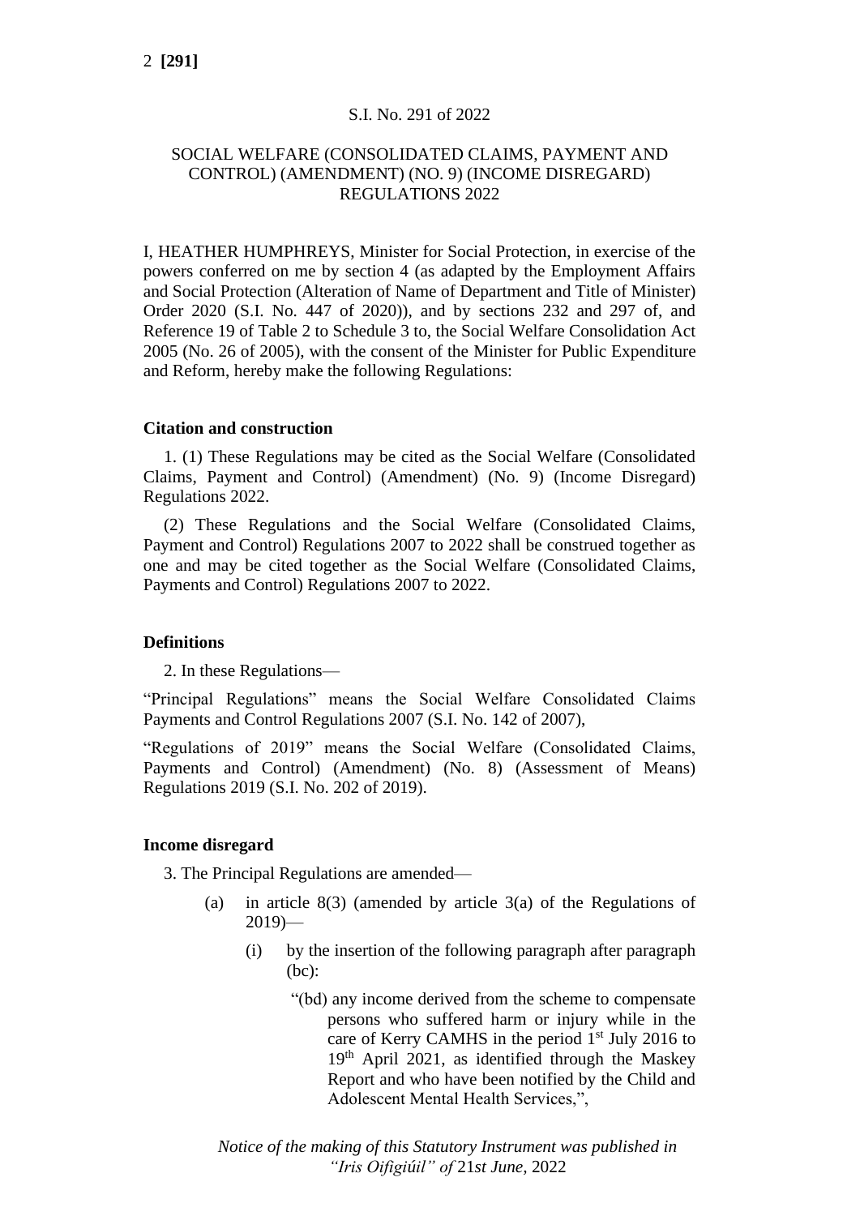S.I. No. 291 of 2022

SOCIAL WELFARE (CONSOLIDATED CLAIMS, PAYMENT AND CONTROL) (AMENDMENT) (NO. 9) (INCOME DISREGARD) REGULATIONS 2022

I, HEATHER HUMPHREYS, Minister for Social Protection, in exercise of the powers conferred on me by section 4 (as adapted by the Employment Affairs and Social Protection (Alteration of Name of Department and Title of Minister) Order 2020 (S.I. No. 447 of 2020)), and by sections 232 and 297 of, and Reference 19 of Table 2 to Schedule 3 to, the Social Welfare Consolidation Act 2005 (No. 26 of 2005), with the consent of the Minister for Public Expenditure and Reform, hereby make the following Regulations:

**Citation and construction**

1. (1) These Regulations may be cited as the Social Welfare (Consolidated Claims, Payment and Control) (Amendment) (No. 9) (Income Disregard) Regulations 2022.

(2) These Regulations and the Social Welfare (Consolidated Claims, Payment and Control) Regulations 2007 to 2022 shall be construed together as one and may be cited together as the Social Welfare (Consolidated Claims, Payments and Control) Regulations 2007 to 2022.

**Definitions**

2. In these Regulations—

"Principal Regulations" means the Social Welfare Consolidated Claims Payments and Control Regulations 2007 (S.I. No. 142 of 2007),

"Regulations of 2019" means the Social Welfare (Consolidated Claims, Payments and Control) (Amendment) (No. 8) (Assessment of Means) Regulations 2019 (S.I. No. 202 of 2019).

**Income disregard**

3. The Principal Regulations are amended—

(a) in article 8(3) (amended by article 3(a) of the Regulations of 2019)—

(i) by the insertion of the following paragraph after paragraph (bc):

"(bd) any income derived from the scheme to compensate persons who suffered harm or injury while in the care of Kerry CAMHS in the period 1st July 2016 to 19th April 2021, as identified through the Maskey Report and who have been notified by the Child and Adolescent Mental Health Services,",

*Notice of the making of this Statutory Instrument was published in "Iris Oifigiúil" of 21st June, 2022*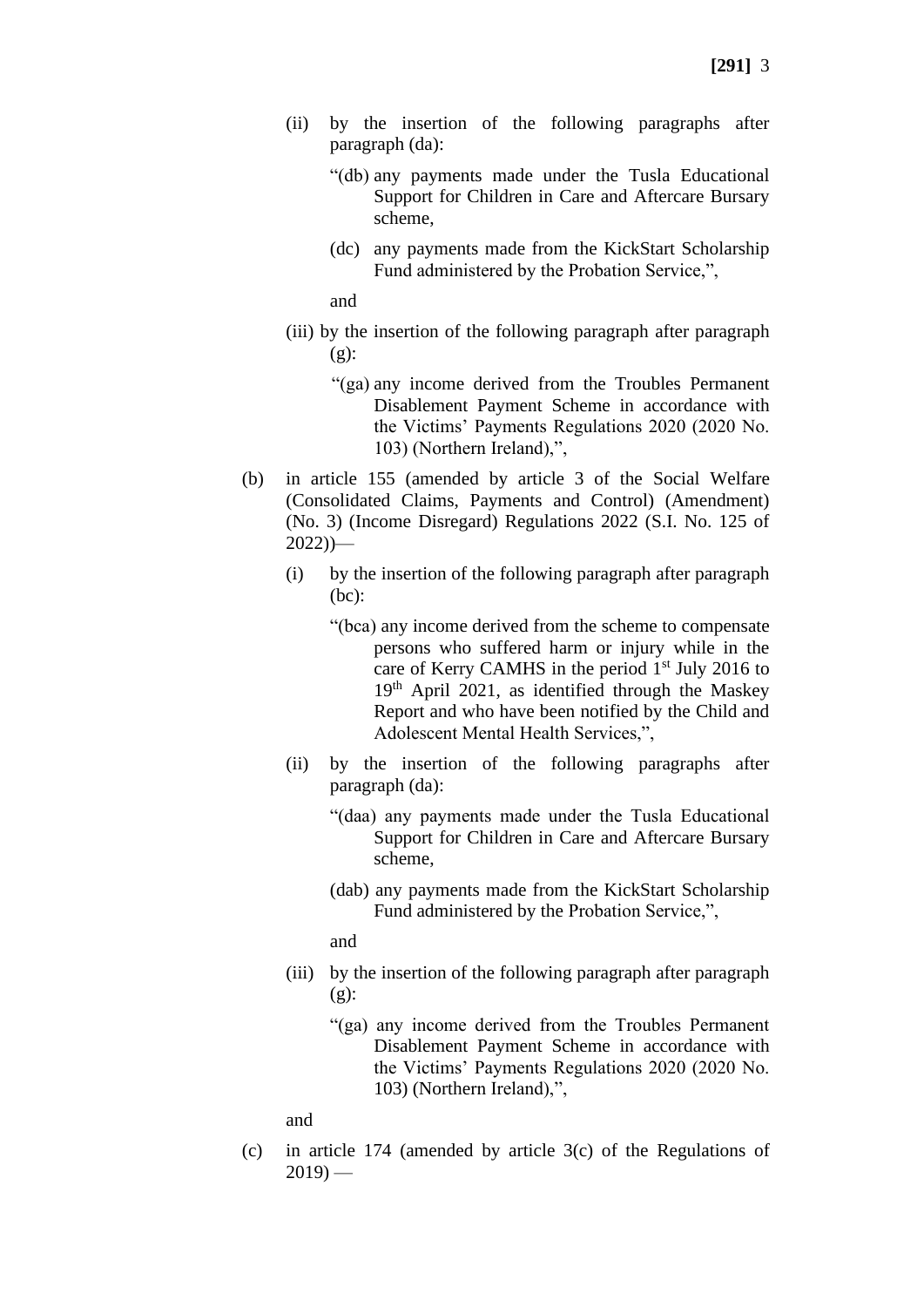(ii) by the insertion of the following paragraphs after paragraph (da):

> "(db) any payments made under the Tusla Educational Support for Children in Care and Aftercare Bursary scheme,
>
> (dc) any payments made from the KickStart Scholarship Fund administered by the Probation Service,",

and

(iii) by the insertion of the following paragraph after paragraph (g):

> "(ga) any income derived from the Troubles Permanent Disablement Payment Scheme in accordance with the Victims' Payments Regulations 2020 (2020 No. 103) (Northern Ireland),",

(b) in article 155 (amended by article 3 of the Social Welfare (Consolidated Claims, Payments and Control) (Amendment) (No. 3) (Income Disregard) Regulations 2022 (S.I. No. 125 of 2022))—

(i) by the insertion of the following paragraph after paragraph (bc):

> "(bca) any income derived from the scheme to compensate persons who suffered harm or injury while in the care of Kerry CAMHS in the period 1st July 2016 to 19th April 2021, as identified through the Maskey Report and who have been notified by the Child and Adolescent Mental Health Services,",

(ii) by the insertion of the following paragraphs after paragraph (da):

> "(daa) any payments made under the Tusla Educational Support for Children in Care and Aftercare Bursary scheme,
>
> (dab) any payments made from the KickStart Scholarship Fund administered by the Probation Service,",

and

(iii) by the insertion of the following paragraph after paragraph (g):

> "(ga) any income derived from the Troubles Permanent Disablement Payment Scheme in accordance with the Victims' Payments Regulations 2020 (2020 No. 103) (Northern Ireland),",

and

(c) in article 174 (amended by article 3(c) of the Regulations of 2019) —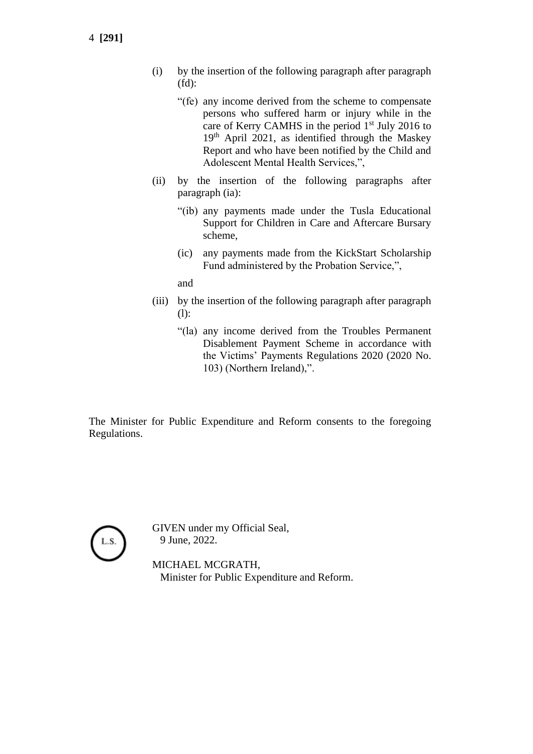(i) by the insertion of the following paragraph after paragraph (fd):

> "(fe) any income derived from the scheme to compensate persons who suffered harm or injury while in the care of Kerry CAMHS in the period 1st July 2016 to 19th April 2021, as identified through the Maskey Report and who have been notified by the Child and Adolescent Mental Health Services,",

(ii) by the insertion of the following paragraphs after paragraph (ia):

> "(ib) any payments made under the Tusla Educational Support for Children in Care and Aftercare Bursary scheme,
>
> (ic) any payments made from the KickStart Scholarship Fund administered by the Probation Service,",

and

(iii) by the insertion of the following paragraph after paragraph (l):

> "(la) any income derived from the Troubles Permanent Disablement Payment Scheme in accordance with the Victims' Payments Regulations 2020 (2020 No. 103) (Northern Ireland),".

The Minister for Public Expenditure and Reform consents to the foregoing Regulations.

L.S.

GIVEN under my Official Seal,
9 June, 2022.

MICHAEL MCGRATH,
Minister for Public Expenditure and Reform.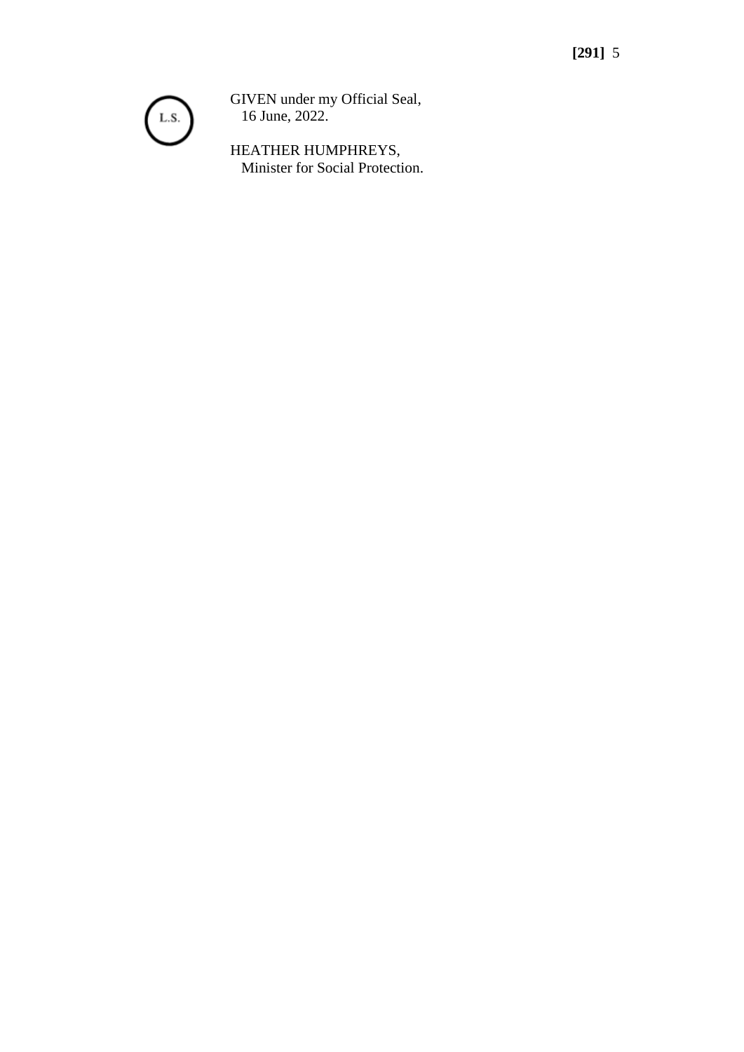L.S.

GIVEN under my Official Seal,
16 June, 2022.

HEATHER HUMPHREYS,
Minister for Social Protection.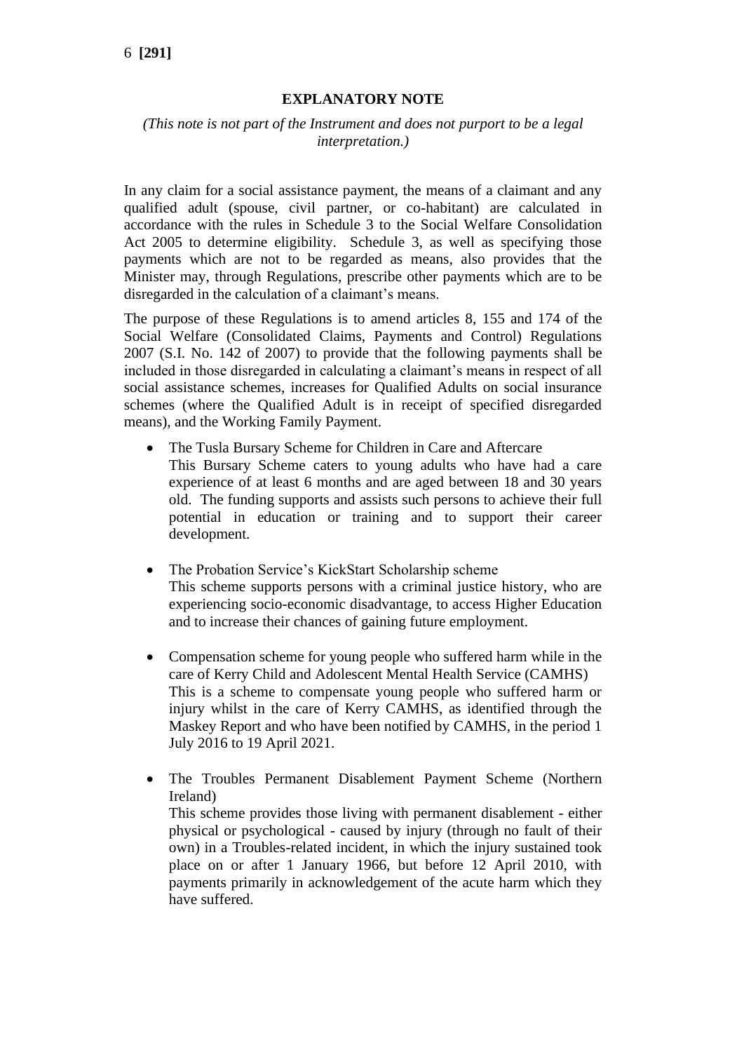## EXPLANATORY NOTE

*(This note is not part of the Instrument and does not purport to be a legal interpretation.)*

In any claim for a social assistance payment, the means of a claimant and any qualified adult (spouse, civil partner, or co-habitant) are calculated in accordance with the rules in Schedule 3 to the Social Welfare Consolidation Act 2005 to determine eligibility. Schedule 3, as well as specifying those payments which are not to be regarded as means, also provides that the Minister may, through Regulations, prescribe other payments which are to be disregarded in the calculation of a claimant's means.

The purpose of these Regulations is to amend articles 8, 155 and 174 of the Social Welfare (Consolidated Claims, Payments and Control) Regulations 2007 (S.I. No. 142 of 2007) to provide that the following payments shall be included in those disregarded in calculating a claimant's means in respect of all social assistance schemes, increases for Qualified Adults on social insurance schemes (where the Qualified Adult is in receipt of specified disregarded means), and the Working Family Payment.

- The Tusla Bursary Scheme for Children in Care and Aftercare
  This Bursary Scheme caters to young adults who have had a care experience of at least 6 months and are aged between 18 and 30 years old. The funding supports and assists such persons to achieve their full potential in education or training and to support their career development.

- The Probation Service's KickStart Scholarship scheme
  This scheme supports persons with a criminal justice history, who are experiencing socio-economic disadvantage, to access Higher Education and to increase their chances of gaining future employment.

- Compensation scheme for young people who suffered harm while in the care of Kerry Child and Adolescent Mental Health Service (CAMHS)
  This is a scheme to compensate young people who suffered harm or injury whilst in the care of Kerry CAMHS, as identified through the Maskey Report and who have been notified by CAMHS, in the period 1 July 2016 to 19 April 2021.

- The Troubles Permanent Disablement Payment Scheme (Northern Ireland)
  This scheme provides those living with permanent disablement - either physical or psychological - caused by injury (through no fault of their own) in a Troubles-related incident, in which the injury sustained took place on or after 1 January 1966, but before 12 April 2010, with payments primarily in acknowledgement of the acute harm which they have suffered.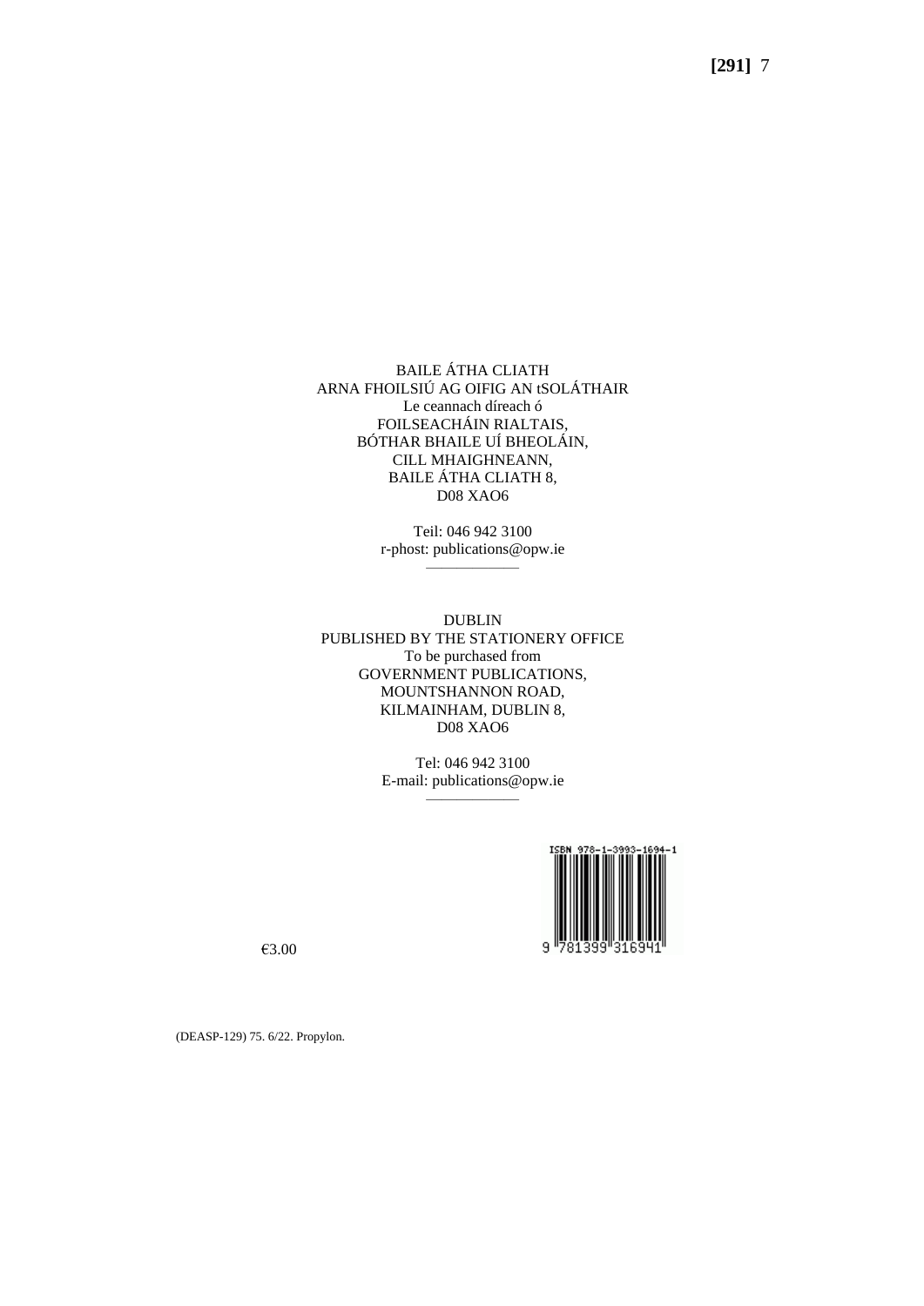BAILE ÁTHA CLIATH
ARNA FHOILSIÚ AG OIFIG AN tSOLÁTHAIR
Le ceannach díreach ó
FOILSEACHÁIN RIALTAIS,
BÓTHAR BHAILE UÍ BHEOLÁIN,
CILL MHAIGHNEANN,
BAILE ÁTHA CLIATH 8,
D08 XAO6

Teil: 046 942 3100
r-phost: publications@opw.ie

---

DUBLIN
PUBLISHED BY THE STATIONERY OFFICE
To be purchased from
GOVERNMENT PUBLICATIONS,
MOUNTSHANNON ROAD,
KILMAINHAM, DUBLIN 8,
D08 XAO6

Tel: 046 942 3100
E-mail: publications@opw.ie

---

ISBN 978-1-3993-1694-1

9 781399 316941

€3.00

(DEASP-129) 75. 6/22. Propylon.